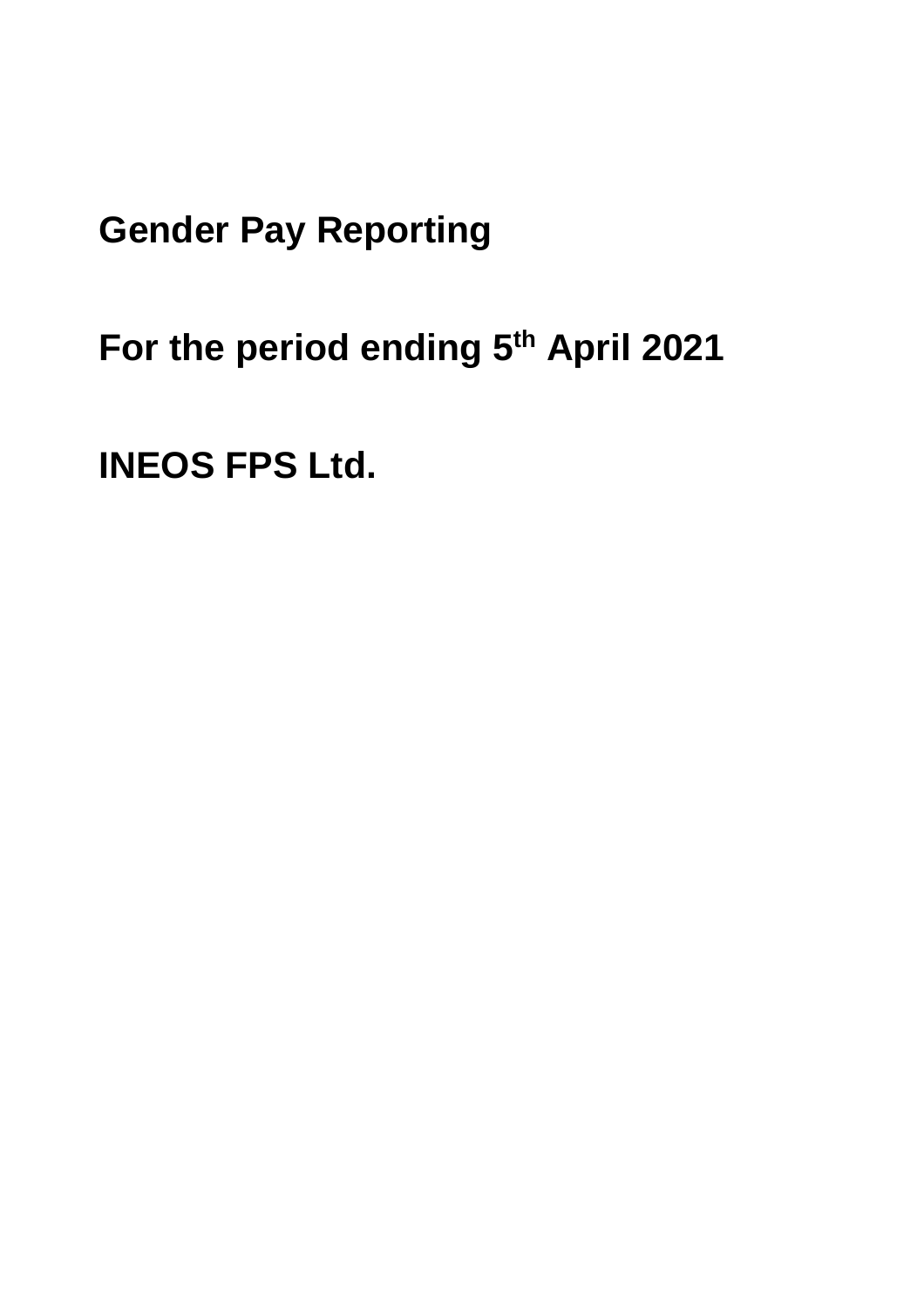# Gender Pay Reporting

# For the period ending 5th April 2021

# INEOS FPS Ltd.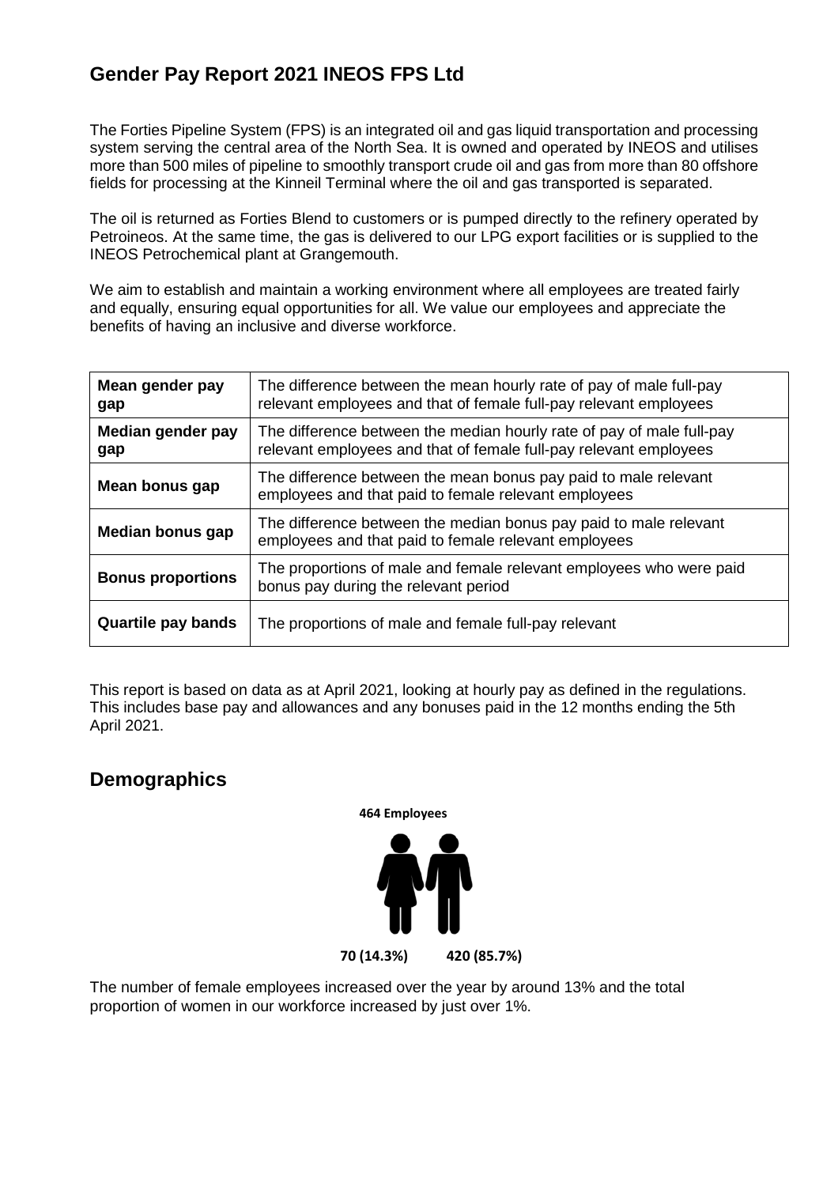## Gender Pay Report 2021 INEOS FPS Ltd

The Forties Pipeline System (FPS) is an integrated oil and gas liquid transportation and processing system serving the central area of the North Sea. It is owned and operated by INEOS and utilises more than 500 miles of pipeline to smoothly transport crude oil and gas from more than 80 offshore fields for processing at the Kinneil Terminal where the oil and gas transported is separated.

The oil is returned as Forties Blend to customers or is pumped directly to the refinery operated by Petroineos. At the same time, the gas is delivered to our LPG export facilities or is supplied to the INEOS Petrochemical plant at Grangemouth.

We aim to establish and maintain a working environment where all employees are treated fairly and equally, ensuring equal opportunities for all. We value our employees and appreciate the benefits of having an inclusive and diverse workforce.

| | |
|---|---|
| **Mean gender pay gap** | The difference between the mean hourly rate of pay of male full-pay relevant employees and that of female full-pay relevant employees |
| **Median gender pay gap** | The difference between the median hourly rate of pay of male full-pay relevant employees and that of female full-pay relevant employees |
| **Mean bonus gap** | The difference between the mean bonus pay paid to male relevant employees and that paid to female relevant employees |
| **Median bonus gap** | The difference between the median bonus pay paid to male relevant employees and that paid to female relevant employees |
| **Bonus proportions** | The proportions of male and female relevant employees who were paid bonus pay during the relevant period |
| **Quartile pay bands** | The proportions of male and female full-pay relevant |

This report is based on data as at April 2021, looking at hourly pay as defined in the regulations. This includes base pay and allowances and any bonuses paid in the 12 months ending the 5th April 2021.

## Demographics

**464 Employees**

**70 (14.3%)** **420 (85.7%)**

The number of female employees increased over the year by around 13% and the total proportion of women in our workforce increased by just over 1%.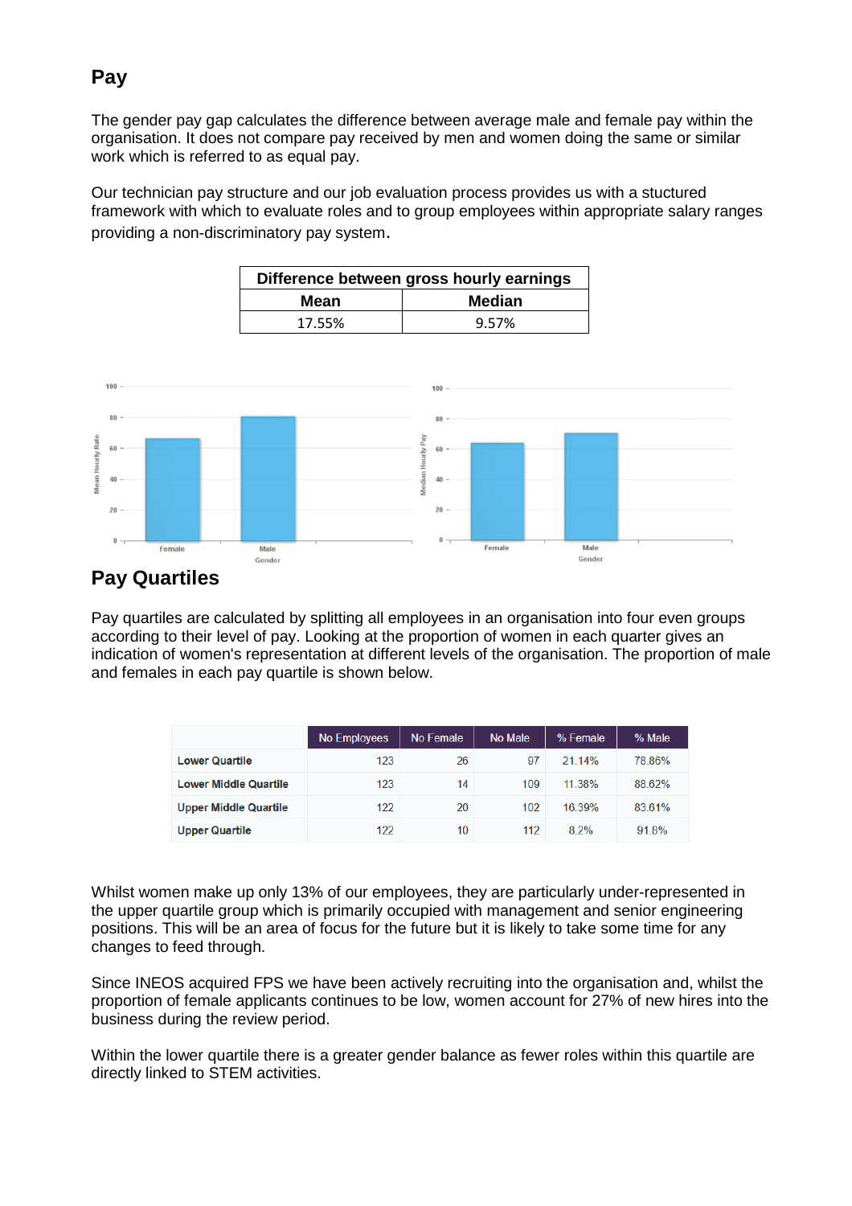## Pay

The gender pay gap calculates the difference between average male and female pay within the organisation. It does not compare pay received by men and women doing the same or similar work which is referred to as equal pay.

Our technician pay structure and our job evaluation process provides us with a stuctured framework with which to evaluate roles and to group employees within appropriate salary ranges providing a non-discriminatory pay system.

| Difference between gross hourly earnings | |
|---|---|
| **Mean** | **Median** |
| 17.55% | 9.57% |

## Pay Quartiles

Pay quartiles are calculated by splitting all employees in an organisation into four even groups according to their level of pay. Looking at the proportion of women in each quarter gives an indication of women's representation at different levels of the organisation. The proportion of male and females in each pay quartile is shown below.

| | No Employees | No Female | No Male | % Female | % Male |
|---|---|---|---|---|---|
| Lower Quartile | 123 | 26 | 97 | 21.14% | 78.86% |
| Lower Middle Quartile | 123 | 14 | 109 | 11.38% | 88.62% |
| Upper Middle Quartile | 122 | 20 | 102 | 16.39% | 83.61% |
| Upper Quartile | 122 | 10 | 112 | 8.2% | 91.8% |

Whilst women make up only 13% of our employees, they are particularly under-represented in the upper quartile group which is primarily occupied with management and senior engineering positions. This will be an area of focus for the future but it is likely to take some time for any changes to feed through.

Since INEOS acquired FPS we have been actively recruiting into the organisation and, whilst the proportion of female applicants continues to be low, women account for 27% of new hires into the business during the review period.

Within the lower quartile there is a greater gender balance as fewer roles within this quartile are directly linked to STEM activities.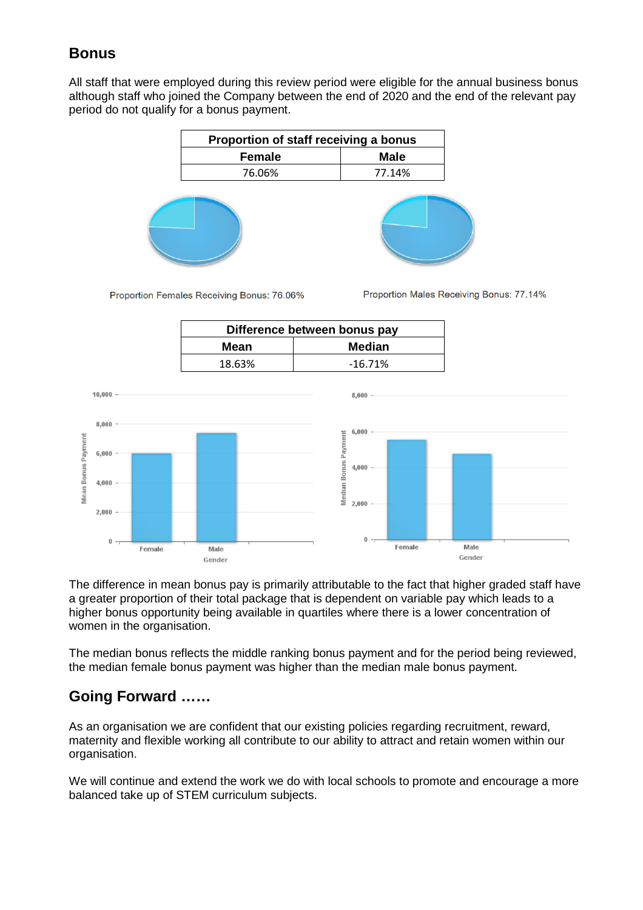## Bonus

All staff that were employed during this review period were eligible for the annual business bonus although staff who joined the Company between the end of 2020 and the end of the relevant pay period do not qualify for a bonus payment.

| Proportion of staff receiving a bonus | |
|---|---|
| **Female** | **Male** |
| 76.06% | 77.14% |

Proportion Females Receiving Bonus: 76.06%

Proportion Males Receiving Bonus: 77.14%

| Difference between bonus pay | |
|---|---|
| **Mean** | **Median** |
| 18.63% | -16.71% |

The difference in mean bonus pay is primarily attributable to the fact that higher graded staff have a greater proportion of their total package that is dependent on variable pay which leads to a higher bonus opportunity being available in quartiles where there is a lower concentration of women in the organisation.

The median bonus reflects the middle ranking bonus payment and for the period being reviewed, the median female bonus payment was higher than the median male bonus payment.

## Going Forward ……

As an organisation we are confident that our existing policies regarding recruitment, reward, maternity and flexible working all contribute to our ability to attract and retain women within our organisation.

We will continue and extend the work we do with local schools to promote and encourage a more balanced take up of STEM curriculum subjects.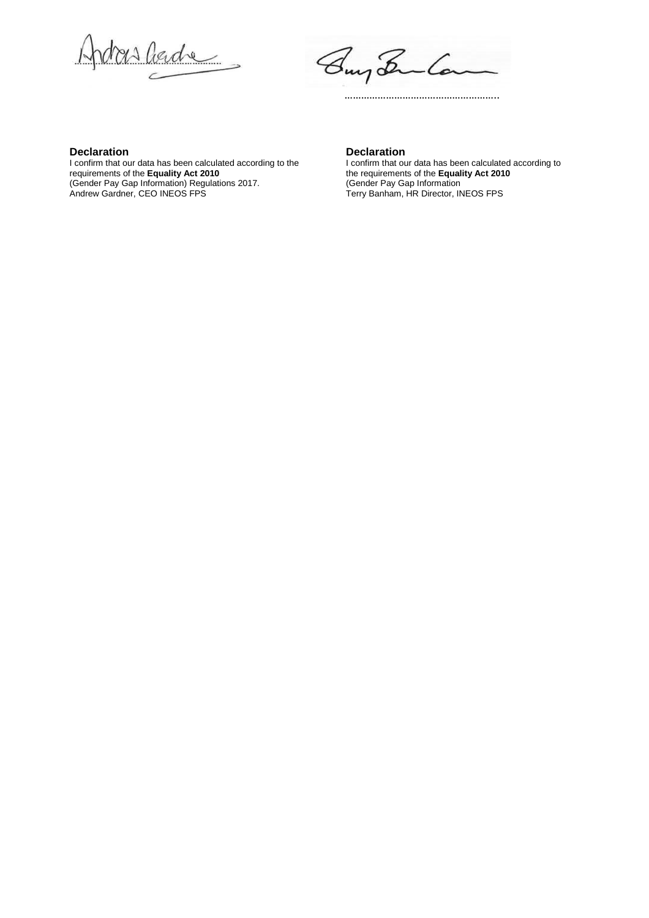**Declaration**

I confirm that our data has been calculated according to the requirements of the **Equality Act 2010** (Gender Pay Gap Information) Regulations 2017.
Andrew Gardner, CEO INEOS FPS

**Declaration**

I confirm that our data has been calculated according to the requirements of the **Equality Act 2010** (Gender Pay Gap Information
Terry Banham, HR Director, INEOS FPS